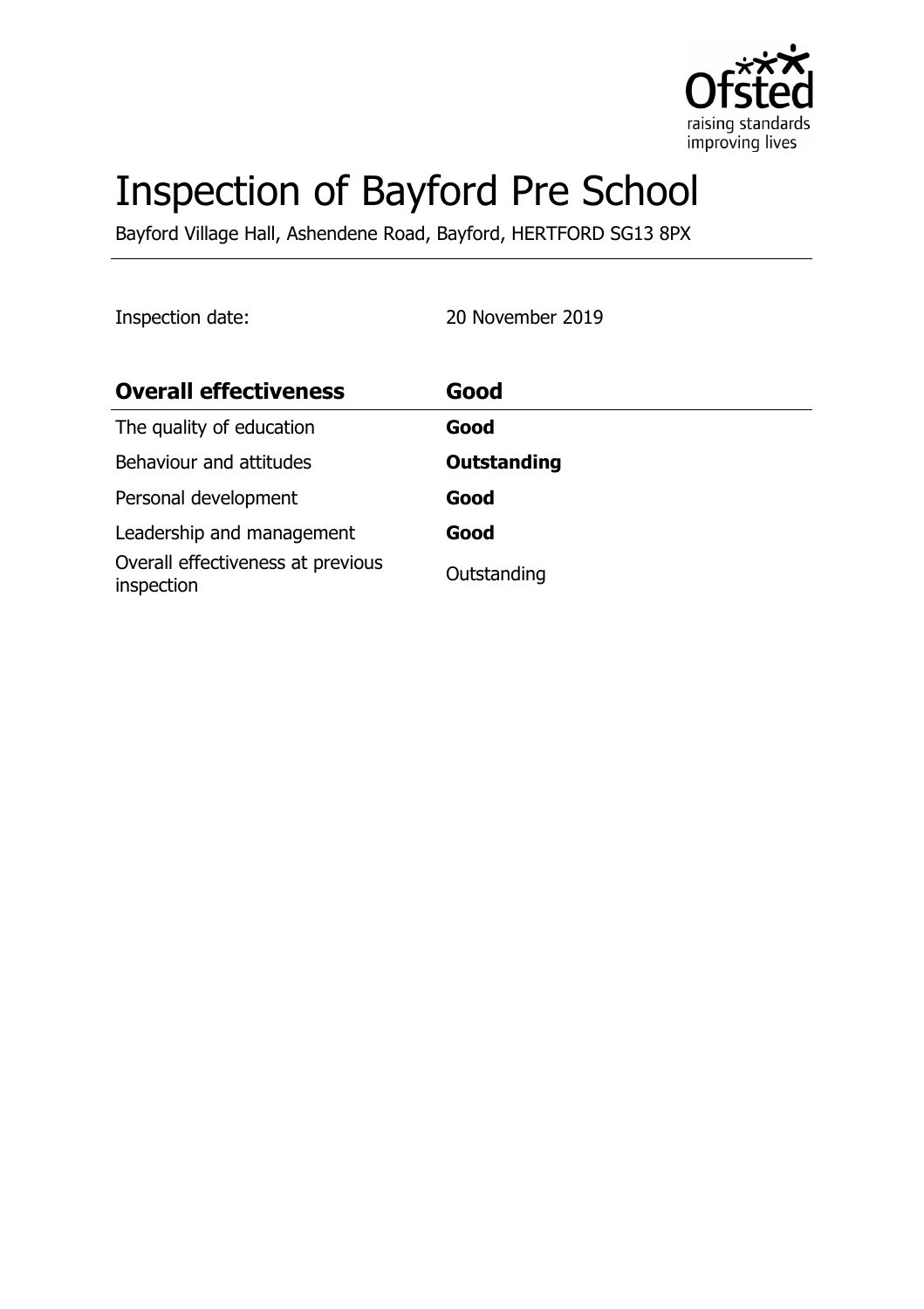# Inspection of Bayford Pre School

Bayford Village Hall, Ashendene Road, Bayford, HERTFORD SG13 8PX

Inspection date: 20 November 2019

| **Overall effectiveness** | **Good** |
| --- | --- |
| The quality of education | **Good** |
| Behaviour and attitudes | **Outstanding** |
| Personal development | **Good** |
| Leadership and management | **Good** |
| Overall effectiveness at previous inspection | Outstanding |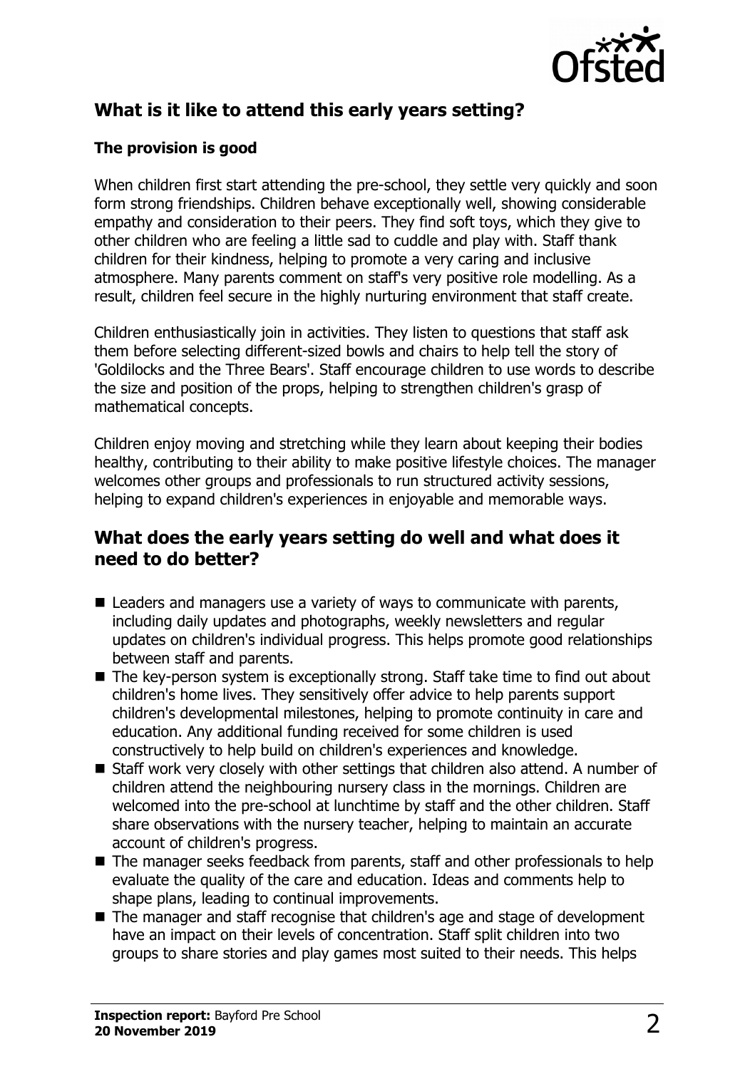## What is it like to attend this early years setting?

### The provision is good

When children first start attending the pre-school, they settle very quickly and soon form strong friendships. Children behave exceptionally well, showing considerable empathy and consideration to their peers. They find soft toys, which they give to other children who are feeling a little sad to cuddle and play with. Staff thank children for their kindness, helping to promote a very caring and inclusive atmosphere. Many parents comment on staff's very positive role modelling. As a result, children feel secure in the highly nurturing environment that staff create.

Children enthusiastically join in activities. They listen to questions that staff ask them before selecting different-sized bowls and chairs to help tell the story of 'Goldilocks and the Three Bears'. Staff encourage children to use words to describe the size and position of the props, helping to strengthen children's grasp of mathematical concepts.

Children enjoy moving and stretching while they learn about keeping their bodies healthy, contributing to their ability to make positive lifestyle choices. The manager welcomes other groups and professionals to run structured activity sessions, helping to expand children's experiences in enjoyable and memorable ways.

## What does the early years setting do well and what does it need to do better?

- Leaders and managers use a variety of ways to communicate with parents, including daily updates and photographs, weekly newsletters and regular updates on children's individual progress. This helps promote good relationships between staff and parents.
- The key-person system is exceptionally strong. Staff take time to find out about children's home lives. They sensitively offer advice to help parents support children's developmental milestones, helping to promote continuity in care and education. Any additional funding received for some children is used constructively to help build on children's experiences and knowledge.
- Staff work very closely with other settings that children also attend. A number of children attend the neighbouring nursery class in the mornings. Children are welcomed into the pre-school at lunchtime by staff and the other children. Staff share observations with the nursery teacher, helping to maintain an accurate account of children's progress.
- The manager seeks feedback from parents, staff and other professionals to help evaluate the quality of the care and education. Ideas and comments help to shape plans, leading to continual improvements.
- The manager and staff recognise that children's age and stage of development have an impact on their levels of concentration. Staff split children into two groups to share stories and play games most suited to their needs. This helps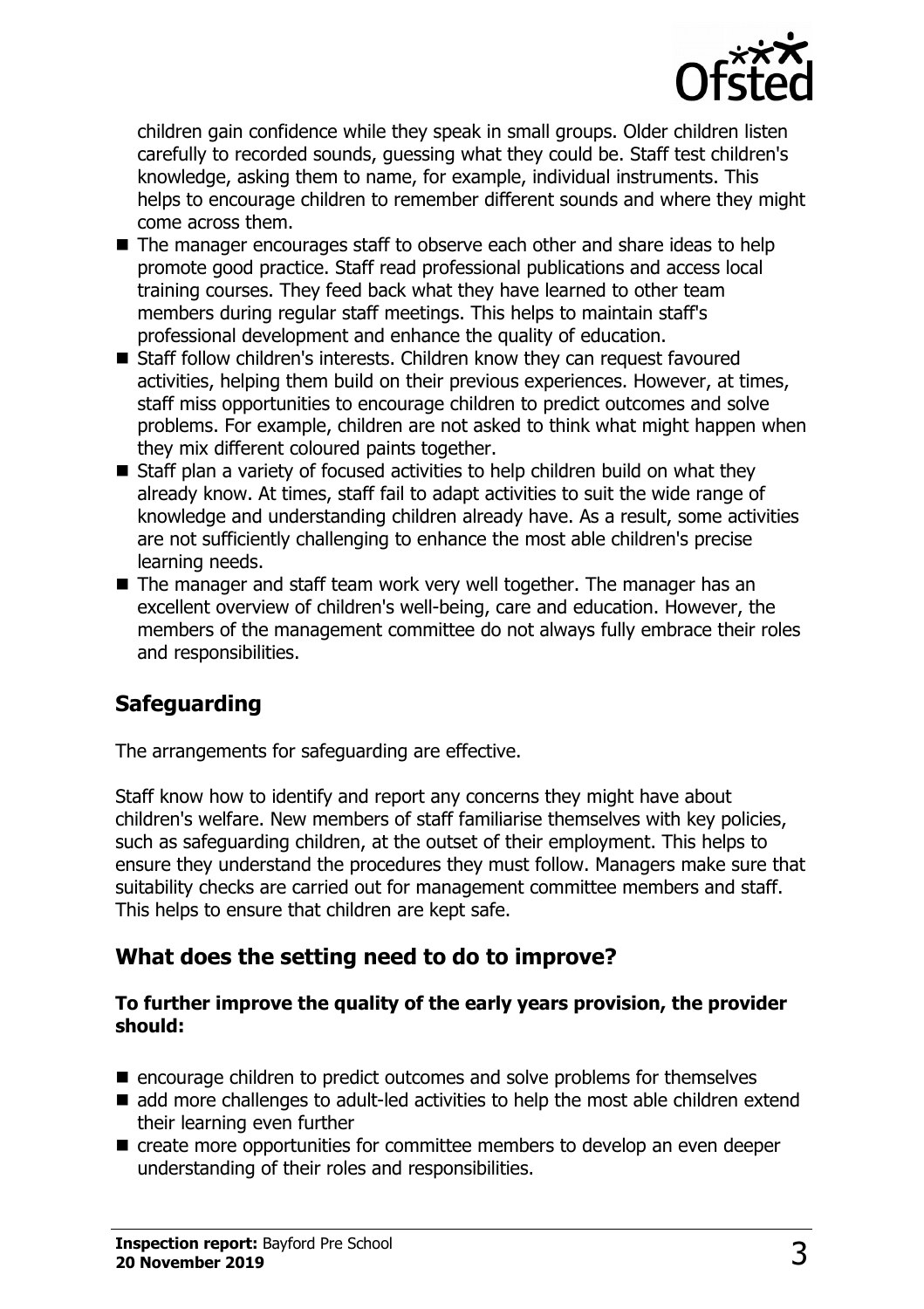children gain confidence while they speak in small groups. Older children listen carefully to recorded sounds, guessing what they could be. Staff test children's knowledge, asking them to name, for example, individual instruments. This helps to encourage children to remember different sounds and where they might come across them.

- The manager encourages staff to observe each other and share ideas to help promote good practice. Staff read professional publications and access local training courses. They feed back what they have learned to other team members during regular staff meetings. This helps to maintain staff's professional development and enhance the quality of education.
- Staff follow children's interests. Children know they can request favoured activities, helping them build on their previous experiences. However, at times, staff miss opportunities to encourage children to predict outcomes and solve problems. For example, children are not asked to think what might happen when they mix different coloured paints together.
- Staff plan a variety of focused activities to help children build on what they already know. At times, staff fail to adapt activities to suit the wide range of knowledge and understanding children already have. As a result, some activities are not sufficiently challenging to enhance the most able children's precise learning needs.
- The manager and staff team work very well together. The manager has an excellent overview of children's well-being, care and education. However, the members of the management committee do not always fully embrace their roles and responsibilities.

## Safeguarding

The arrangements for safeguarding are effective.

Staff know how to identify and report any concerns they might have about children's welfare. New members of staff familiarise themselves with key policies, such as safeguarding children, at the outset of their employment. This helps to ensure they understand the procedures they must follow. Managers make sure that suitability checks are carried out for management committee members and staff. This helps to ensure that children are kept safe.

## What does the setting need to do to improve?

**To further improve the quality of the early years provision, the provider should:**

- encourage children to predict outcomes and solve problems for themselves
- add more challenges to adult-led activities to help the most able children extend their learning even further
- create more opportunities for committee members to develop an even deeper understanding of their roles and responsibilities.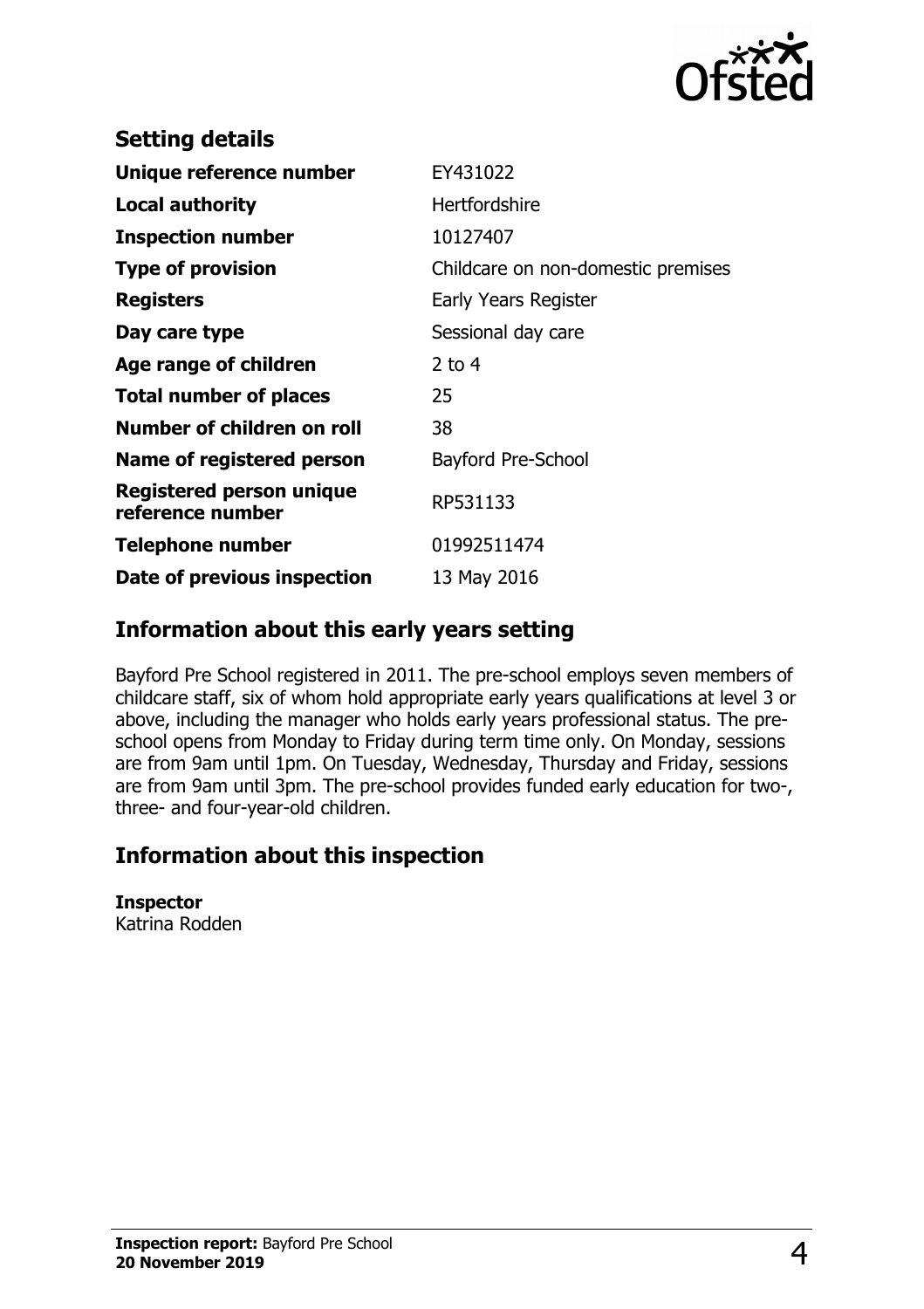## Setting details

| | |
|---|---|
| **Unique reference number** | EY431022 |
| **Local authority** | Hertfordshire |
| **Inspection number** | 10127407 |
| **Type of provision** | Childcare on non-domestic premises |
| **Registers** | Early Years Register |
| **Day care type** | Sessional day care |
| **Age range of children** | 2 to 4 |
| **Total number of places** | 25 |
| **Number of children on roll** | 38 |
| **Name of registered person** | Bayford Pre-School |
| **Registered person unique reference number** | RP531133 |
| **Telephone number** | 01992511474 |
| **Date of previous inspection** | 13 May 2016 |

## Information about this early years setting

Bayford Pre School registered in 2011. The pre-school employs seven members of childcare staff, six of whom hold appropriate early years qualifications at level 3 or above, including the manager who holds early years professional status. The pre-school opens from Monday to Friday during term time only. On Monday, sessions are from 9am until 1pm. On Tuesday, Wednesday, Thursday and Friday, sessions are from 9am until 3pm. The pre-school provides funded early education for two-, three- and four-year-old children.

## Information about this inspection

**Inspector**
Katrina Rodden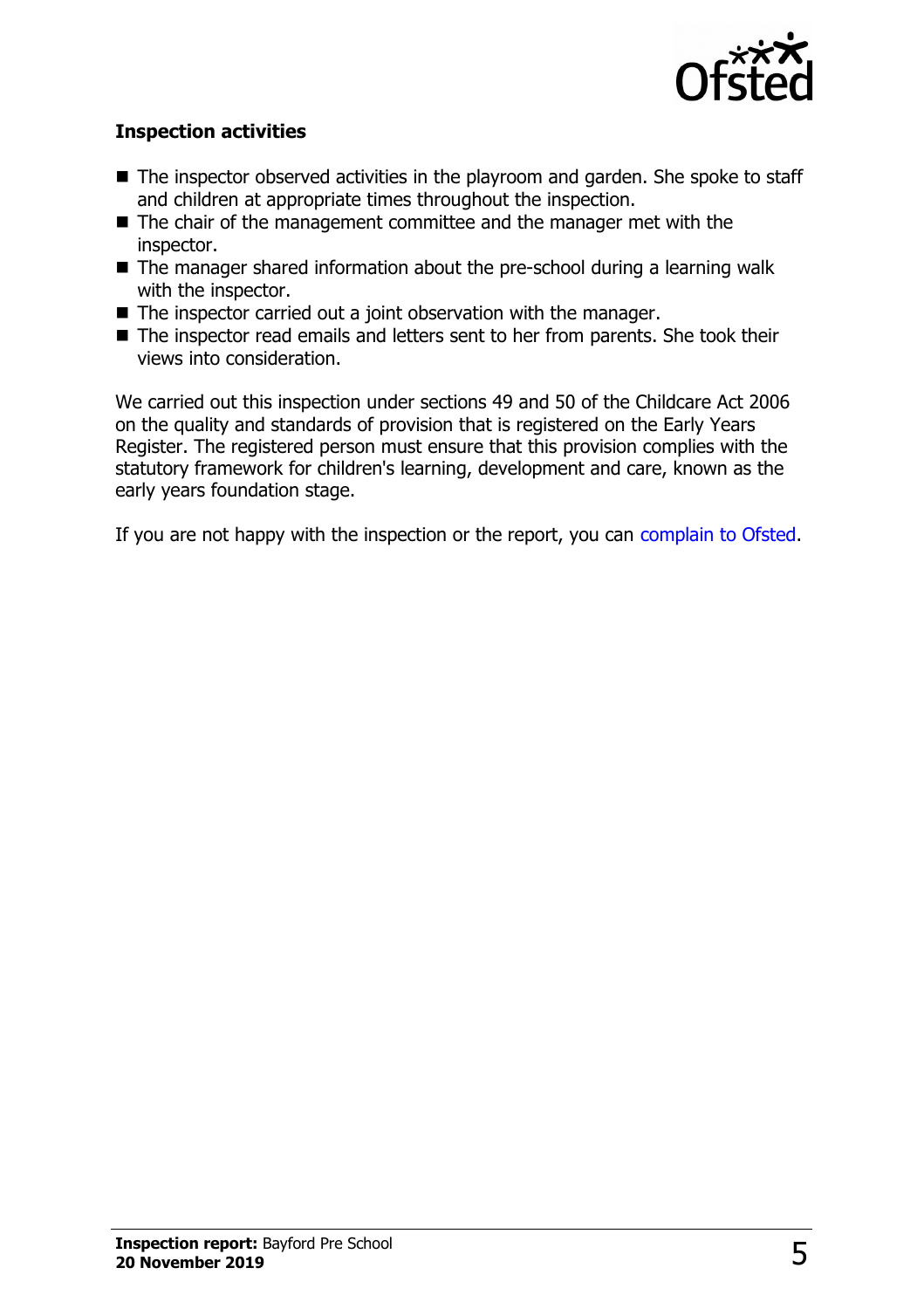### Inspection activities

- The inspector observed activities in the playroom and garden. She spoke to staff and children at appropriate times throughout the inspection.
- The chair of the management committee and the manager met with the inspector.
- The manager shared information about the pre-school during a learning walk with the inspector.
- The inspector carried out a joint observation with the manager.
- The inspector read emails and letters sent to her from parents. She took their views into consideration.

We carried out this inspection under sections 49 and 50 of the Childcare Act 2006 on the quality and standards of provision that is registered on the Early Years Register. The registered person must ensure that this provision complies with the statutory framework for children's learning, development and care, known as the early years foundation stage.

If you are not happy with the inspection or the report, you can complain to Ofsted.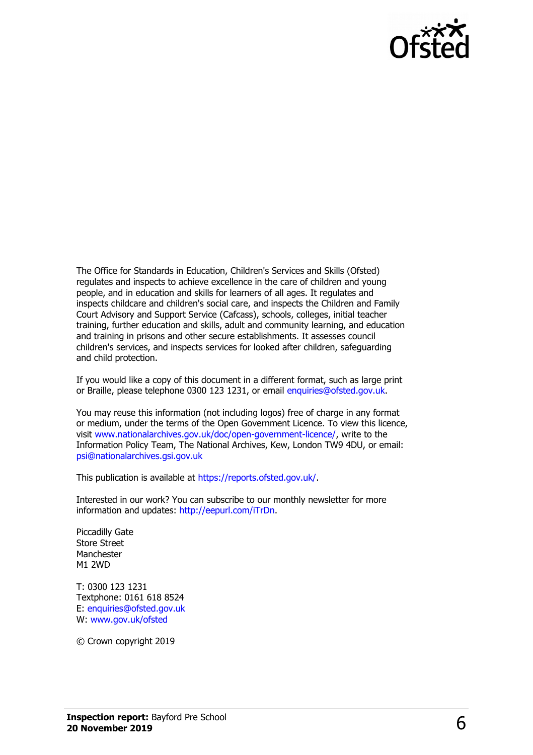The Office for Standards in Education, Children's Services and Skills (Ofsted) regulates and inspects to achieve excellence in the care of children and young people, and in education and skills for learners of all ages. It regulates and inspects childcare and children's social care, and inspects the Children and Family Court Advisory and Support Service (Cafcass), schools, colleges, initial teacher training, further education and skills, adult and community learning, and education and training in prisons and other secure establishments. It assesses council children's services, and inspects services for looked after children, safeguarding and child protection.

If you would like a copy of this document in a different format, such as large print or Braille, please telephone 0300 123 1231, or email enquiries@ofsted.gov.uk.

You may reuse this information (not including logos) free of charge in any format or medium, under the terms of the Open Government Licence. To view this licence, visit www.nationalarchives.gov.uk/doc/open-government-licence/, write to the Information Policy Team, The National Archives, Kew, London TW9 4DU, or email: psi@nationalarchives.gsi.gov.uk

This publication is available at https://reports.ofsted.gov.uk/.

Interested in our work? You can subscribe to our monthly newsletter for more information and updates: http://eepurl.com/iTrDn.

Piccadilly Gate
Store Street
Manchester
M1 2WD

T: 0300 123 1231
Textphone: 0161 618 8524
E: enquiries@ofsted.gov.uk
W: www.gov.uk/ofsted

© Crown copyright 2019